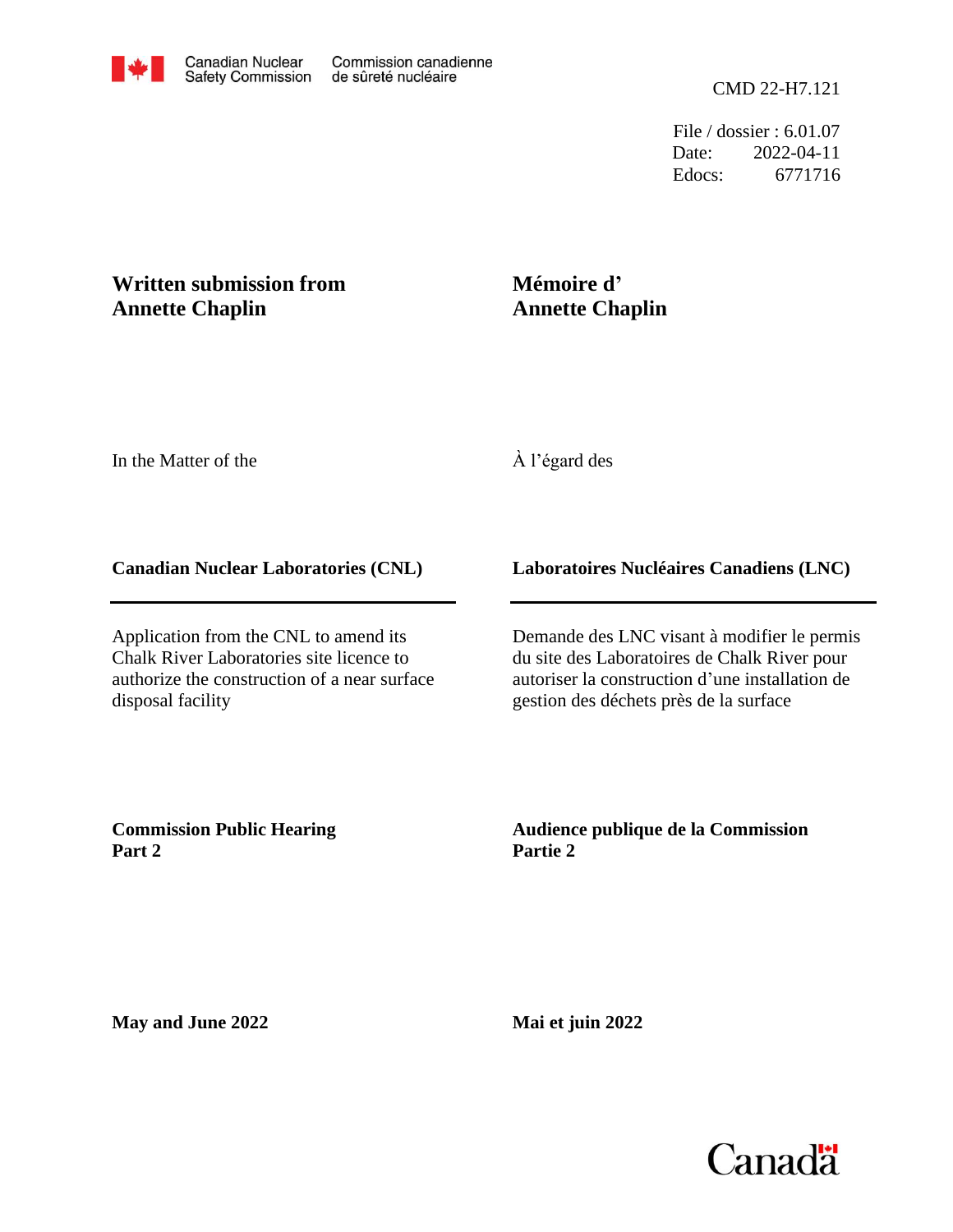Canadian Nuclear Safety Commission / Commission canadienne de sûreté nucléaire

CMD 22-H7.121

File / dossier : 6.01.07
Date: 2022-04-11
Edocs: 6771716

# Written submission from Annette Chaplin

# Mémoire d' Annette Chaplin

In the Matter of the

À l'égard des

**Canadian Nuclear Laboratories (CNL)**

**Laboratoires Nucléaires Canadiens (LNC)**

Application from the CNL to amend its Chalk River Laboratories site licence to authorize the construction of a near surface disposal facility

Demande des LNC visant à modifier le permis du site des Laboratoires de Chalk River pour autoriser la construction d'une installation de gestion des déchets près de la surface

**Commission Public Hearing Part 2**

**Audience publique de la Commission Partie 2**

**May and June 2022**

**Mai et juin 2022**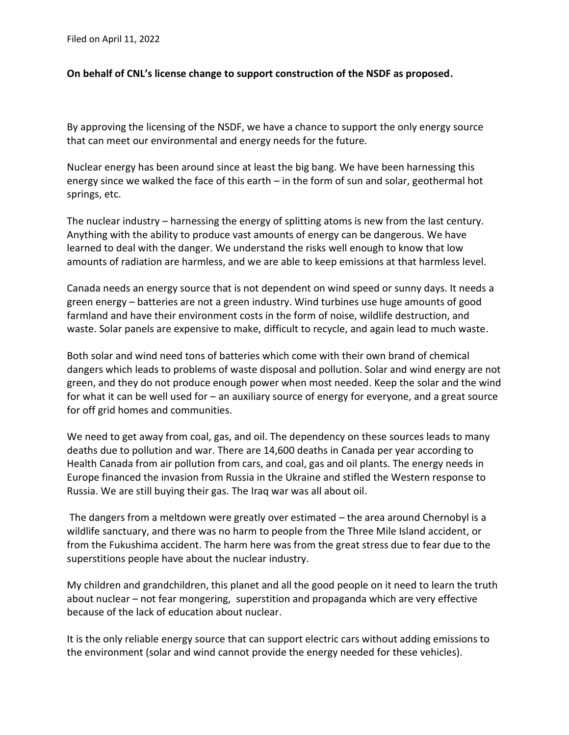Filed on April 11, 2022

**On behalf of CNL's license change to support construction of the NSDF as proposed.**

By approving the licensing of the NSDF, we have a chance to support the only energy source that can meet our environmental and energy needs for the future.

Nuclear energy has been around since at least the big bang. We have been harnessing this energy since we walked the face of this earth – in the form of sun and solar, geothermal hot springs, etc.

The nuclear industry – harnessing the energy of splitting atoms is new from the last century. Anything with the ability to produce vast amounts of energy can be dangerous. We have learned to deal with the danger. We understand the risks well enough to know that low amounts of radiation are harmless, and we are able to keep emissions at that harmless level.

Canada needs an energy source that is not dependent on wind speed or sunny days. It needs a green energy – batteries are not a green industry. Wind turbines use huge amounts of good farmland and have their environment costs in the form of noise, wildlife destruction, and waste. Solar panels are expensive to make, difficult to recycle, and again lead to much waste.

Both solar and wind need tons of batteries which come with their own brand of chemical dangers which leads to problems of waste disposal and pollution. Solar and wind energy are not green, and they do not produce enough power when most needed. Keep the solar and the wind for what it can be well used for – an auxiliary source of energy for everyone, and a great source for off grid homes and communities.

We need to get away from coal, gas, and oil. The dependency on these sources leads to many deaths due to pollution and war. There are 14,600 deaths in Canada per year according to Health Canada from air pollution from cars, and coal, gas and oil plants. The energy needs in Europe financed the invasion from Russia in the Ukraine and stifled the Western response to Russia. We are still buying their gas. The Iraq war was all about oil.

The dangers from a meltdown were greatly over estimated – the area around Chernobyl is a wildlife sanctuary, and there was no harm to people from the Three Mile Island accident, or from the Fukushima accident. The harm here was from the great stress due to fear due to the superstitions people have about the nuclear industry.

My children and grandchildren, this planet and all the good people on it need to learn the truth about nuclear – not fear mongering, superstition and propaganda which are very effective because of the lack of education about nuclear.

It is the only reliable energy source that can support electric cars without adding emissions to the environment (solar and wind cannot provide the energy needed for these vehicles).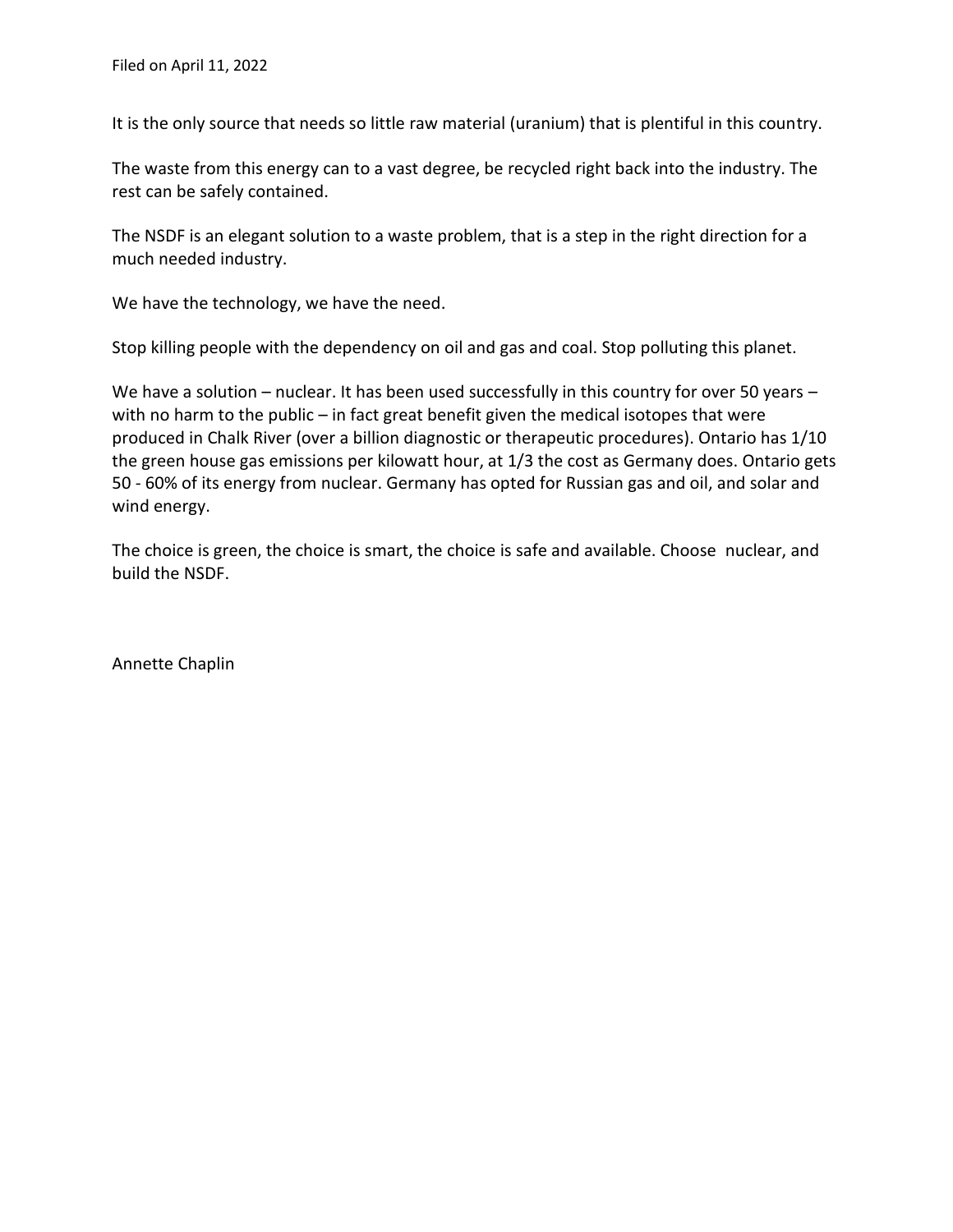Filed on April 11, 2022

It is the only source that needs so little raw material (uranium) that is plentiful in this country.

The waste from this energy can to a vast degree, be recycled right back into the industry. The rest can be safely contained.

The NSDF is an elegant solution to a waste problem, that is a step in the right direction for a much needed industry.

We have the technology, we have the need.

Stop killing people with the dependency on oil and gas and coal. Stop polluting this planet.

We have a solution – nuclear. It has been used successfully in this country for over 50 years – with no harm to the public – in fact great benefit given the medical isotopes that were produced in Chalk River (over a billion diagnostic or therapeutic procedures). Ontario has 1/10 the green house gas emissions per kilowatt hour, at 1/3 the cost as Germany does. Ontario gets 50 - 60% of its energy from nuclear. Germany has opted for Russian gas and oil, and solar and wind energy.

The choice is green, the choice is smart, the choice is safe and available. Choose nuclear, and build the NSDF.

Annette Chaplin